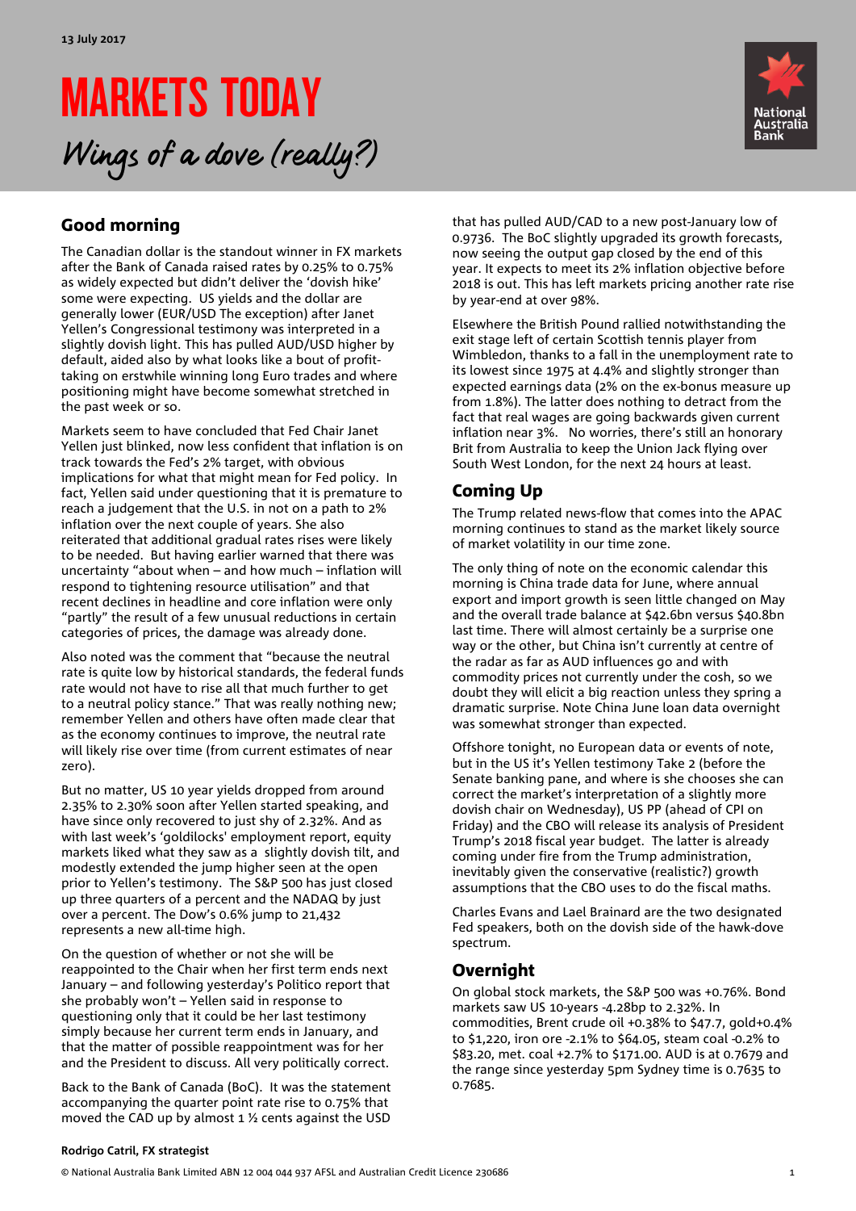13 July 2017

# MARKETS TODAY

*Wings of a dove (really?)*

## Good morning

The Canadian dollar is the standout winner in FX markets after the Bank of Canada raised rates by 0.25% to 0.75% as widely expected but didn't deliver the 'dovish hike' some were expecting. US yields and the dollar are generally lower (EUR/USD The exception) after Janet Yellen's Congressional testimony was interpreted in a slightly dovish light. This has pulled AUD/USD higher by default, aided also by what looks like a bout of profit-taking on erstwhile winning long Euro trades and where positioning might have become somewhat stretched in the past week or so.

Markets seem to have concluded that Fed Chair Janet Yellen just blinked, now less confident that inflation is on track towards the Fed's 2% target, with obvious implications for what that might mean for Fed policy. In fact, Yellen said under questioning that it is premature to reach a judgement that the U.S. in not on a path to 2% inflation over the next couple of years. She also reiterated that additional gradual rates rises were likely to be needed. But having earlier warned that there was uncertainty "about when – and how much – inflation will respond to tightening resource utilisation" and that recent declines in headline and core inflation were only "partly" the result of a few unusual reductions in certain categories of prices, the damage was already done.

Also noted was the comment that "because the neutral rate is quite low by historical standards, the federal funds rate would not have to rise all that much further to get to a neutral policy stance." That was really nothing new; remember Yellen and others have often made clear that as the economy continues to improve, the neutral rate will likely rise over time (from current estimates of near zero).

But no matter, US 10 year yields dropped from around 2.35% to 2.30% soon after Yellen started speaking, and have since only recovered to just shy of 2.32%. And as with last week's 'goldilocks' employment report, equity markets liked what they saw as a slightly dovish tilt, and modestly extended the jump higher seen at the open prior to Yellen's testimony. The S&P 500 has just closed up three quarters of a percent and the NADAQ by just over a percent. The Dow's 0.6% jump to 21,432 represents a new all-time high.

On the question of whether or not she will be reappointed to the Chair when her first term ends next January – and following yesterday's Politico report that she probably won't – Yellen said in response to questioning only that it could be her last testimony simply because her current term ends in January, and that the matter of possible reappointment was for her and the President to discuss. All very politically correct.

Back to the Bank of Canada (BoC). It was the statement accompanying the quarter point rate rise to 0.75% that moved the CAD up by almost 1 ½ cents against the USD that has pulled AUD/CAD to a new post-January low of 0.9736. The BoC slightly upgraded its growth forecasts, now seeing the output gap closed by the end of this year. It expects to meet its 2% inflation objective before 2018 is out. This has left markets pricing another rate rise by year-end at over 98%.

Elsewhere the British Pound rallied notwithstanding the exit stage left of certain Scottish tennis player from Wimbledon, thanks to a fall in the unemployment rate to its lowest since 1975 at 4.4% and slightly stronger than expected earnings data (2% on the ex-bonus measure up from 1.8%). The latter does nothing to detract from the fact that real wages are going backwards given current inflation near 3%. No worries, there's still an honorary Brit from Australia to keep the Union Jack flying over South West London, for the next 24 hours at least.

## Coming Up

The Trump related news-flow that comes into the APAC morning continues to stand as the market likely source of market volatility in our time zone.

The only thing of note on the economic calendar this morning is China trade data for June, where annual export and import growth is seen little changed on May and the overall trade balance at $42.6bn versus $40.8bn last time. There will almost certainly be a surprise one way or the other, but China isn't currently at centre of the radar as far as AUD influences go and with commodity prices not currently under the cosh, so we doubt they will elicit a big reaction unless they spring a dramatic surprise. Note China June loan data overnight was somewhat stronger than expected.

Offshore tonight, no European data or events of note, but in the US it's Yellen testimony Take 2 (before the Senate banking pane, and where is she chooses she can correct the market's interpretation of a slightly more dovish chair on Wednesday), US PP (ahead of CPI on Friday) and the CBO will release its analysis of President Trump's 2018 fiscal year budget. The latter is already coming under fire from the Trump administration, inevitably given the conservative (realistic?) growth assumptions that the CBO uses to do the fiscal maths.

Charles Evans and Lael Brainard are the two designated Fed speakers, both on the dovish side of the hawk-dove spectrum.

## Overnight

On global stock markets, the S&P 500 was +0.76%. Bond markets saw US 10-years -4.28bp to 2.32%. In commodities, Brent crude oil +0.38% to $47.7, gold+0.4% to $1,220, iron ore -2.1% to $64.05, steam coal -0.2% to $83.20, met. coal +2.7% to $171.00. AUD is at 0.7679 and the range since yesterday 5pm Sydney time is 0.7635 to 0.7685.

**Rodrigo Catril, FX strategist**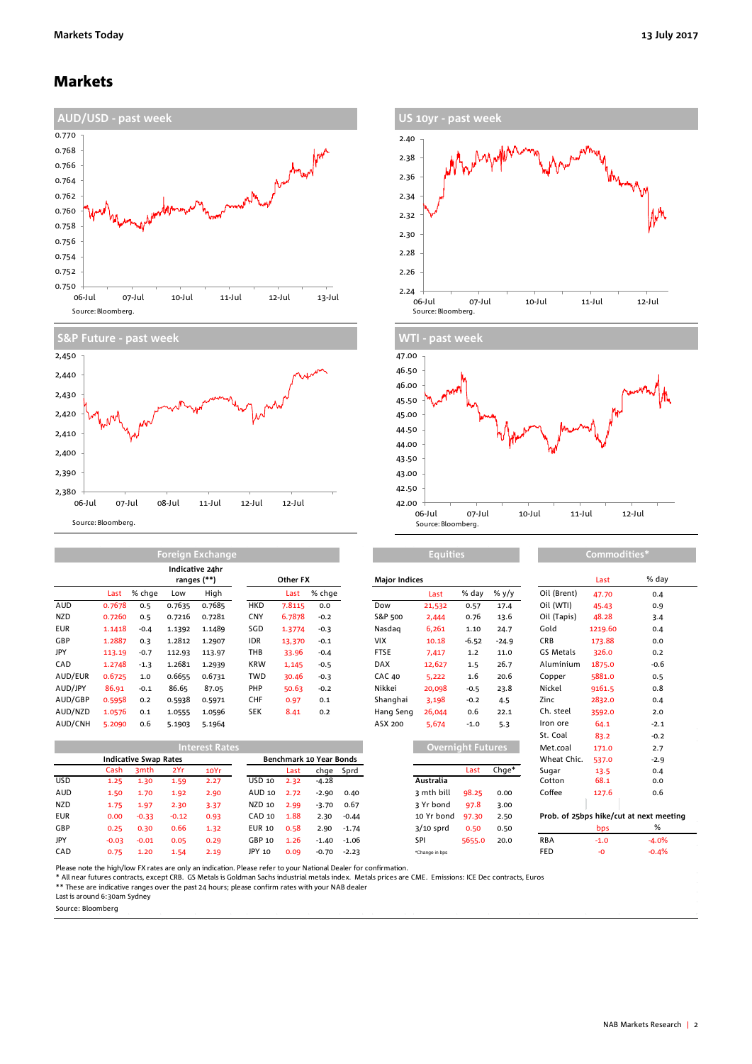# Markets

## AUD/USD - past week

Source: Bloomberg.

## US 10yr - past week

Source: Bloomberg.

## S&P Future - past week

Source: Bloomberg.

## WTI - past week

Source: Bloomberg.

## Foreign Exchange

| | | | Indicative 24hr ranges (**) | | | Other FX | |
|---|---|---|---|---|---|---|---|
| | Last | % chge | Low | High | | Last | % chge |
| AUD | 0.7678 | 0.5 | 0.7635 | 0.7685 | HKD | 7.8115 | 0.0 |
| NZD | 0.7260 | 0.5 | 0.7216 | 0.7281 | CNY | 6.7878 | -0.2 |
| EUR | 1.1418 | -0.4 | 1.1392 | 1.1489 | SGD | 1.3774 | -0.3 |
| GBP | 1.2887 | 0.3 | 1.2812 | 1.2907 | IDR | 13,370 | -0.1 |
| JPY | 113.19 | -0.7 | 112.93 | 113.97 | THB | 33.96 | -0.4 |
| CAD | 1.2748 | -1.3 | 1.2681 | 1.2939 | KRW | 1,145 | -0.5 |
| AUD/EUR | 0.6725 | 1.0 | 0.6655 | 0.6731 | TWD | 30.46 | -0.3 |
| AUD/JPY | 86.91 | -0.1 | 86.65 | 87.05 | PHP | 50.63 | -0.2 |
| AUD/GBP | 0.5958 | 0.2 | 0.5938 | 0.5971 | CHF | 0.97 | 0.1 |
| AUD/NZD | 1.0576 | 0.1 | 1.0555 | 1.0596 | SEK | 8.41 | 0.2 |
| AUD/CNH | 5.2090 | 0.6 | 5.1903 | 5.1964 | | | |

## Equities

| Major Indices | Last | % day | % y/y |
|---|---|---|---|
| Dow | 21,532 | 0.57 | 17.4 |
| S&P 500 | 2,444 | 0.76 | 13.6 |
| Nasdaq | 6,261 | 1.10 | 24.7 |
| VIX | 10.18 | -6.52 | -24.9 |
| FTSE | 7,417 | 1.2 | 11.0 |
| DAX | 12,627 | 1.5 | 26.7 |
| CAC 40 | 5,222 | 1.6 | 20.6 |
| Nikkei | 20,098 | -0.5 | 23.8 |
| Shanghai | 3,198 | -0.2 | 4.5 |
| Hang Seng | 26,044 | 0.6 | 22.1 |
| ASX 200 | 5,674 | -1.0 | 5.3 |

## Commodities*

| | Last | % day |
|---|---|---|
| Oil (Brent) | 47.70 | 0.4 |
| Oil (WTI) | 45.43 | 0.9 |
| Oil (Tapis) | 48.28 | 3.4 |
| Gold | 1219.60 | 0.4 |
| CRB | 173.88 | 0.0 |
| GS Metals | 326.0 | 0.2 |
| Aluminium | 1875.0 | -0.6 |
| Copper | 5881.0 | 0.5 |
| Nickel | 9161.5 | 0.8 |
| Zinc | 2832.0 | 0.4 |
| Ch. steel | 3592.0 | 2.0 |
| Iron ore | 64.1 | -2.1 |
| St. Coal | 83.2 | -0.2 |
| Met.coal | 171.0 | 2.7 |
| Wheat Chic. | 537.0 | -2.9 |
| Sugar | 13.5 | 0.4 |
| Cotton | 68.1 | 0.0 |
| Coffee | 127.6 | 0.6 |

## Interest Rates

| | Indicative Swap Rates | | | | Benchmark 10 Year Bonds | | | |
|---|---|---|---|---|---|---|---|---|
| | Cash | 3mth | 2Yr | 10Yr | | Last | chge | Sprd |
| USD | 1.25 | 1.30 | 1.59 | 2.27 | USD 10 | 2.32 | -4.28 | |
| AUD | 1.50 | 1.70 | 1.92 | 2.90 | AUD 10 | 2.72 | -2.90 | 0.40 |
| NZD | 1.75 | 1.97 | 2.30 | 3.37 | NZD 10 | 2.99 | -3.70 | 0.67 |
| EUR | 0.00 | -0.33 | -0.12 | 0.93 | CAD 10 | 1.88 | 2.30 | -0.44 |
| GBP | 0.25 | 0.30 | 0.66 | 1.32 | EUR 10 | 0.58 | 2.90 | -1.74 |
| JPY | -0.03 | -0.01 | 0.05 | 0.29 | GBP 10 | 1.26 | -1.40 | -1.06 |
| CAD | 0.75 | 1.20 | 1.54 | 2.19 | JPY 10 | 0.09 | -0.70 | -2.23 |

## Overnight Futures

| | Last | Chge* |
|---|---|---|
| **Australia** | | |
| 3 mth bill | 98.25 | 0.00 |
| 3 Yr bond | 97.8 | 3.00 |
| 10 Yr bond | 97.30 | 2.50 |
| 3/10 sprd | 0.50 | 0.50 |
| SPI | 5655.0 | 20.0 |

*Change in bps

### Prob. of 25bps hike/cut at next meeting

| | bps | % |
|---|---|---|
| RBA | -1.0 | -4.0% |
| FED | -0 | -0.4% |

Please note the high/low FX rates are only an indication. Please refer to your National Dealer for confirmation.
* All near futures contracts, except CRB. GS Metals is Goldman Sachs industrial metals index. Metals prices are CME. Emissions: ICE Dec contracts, Euros
** These are indicative ranges over the past 24 hours; please confirm rates with your NAB dealer
Last is around 6:30am Sydney
Source: Bloomberg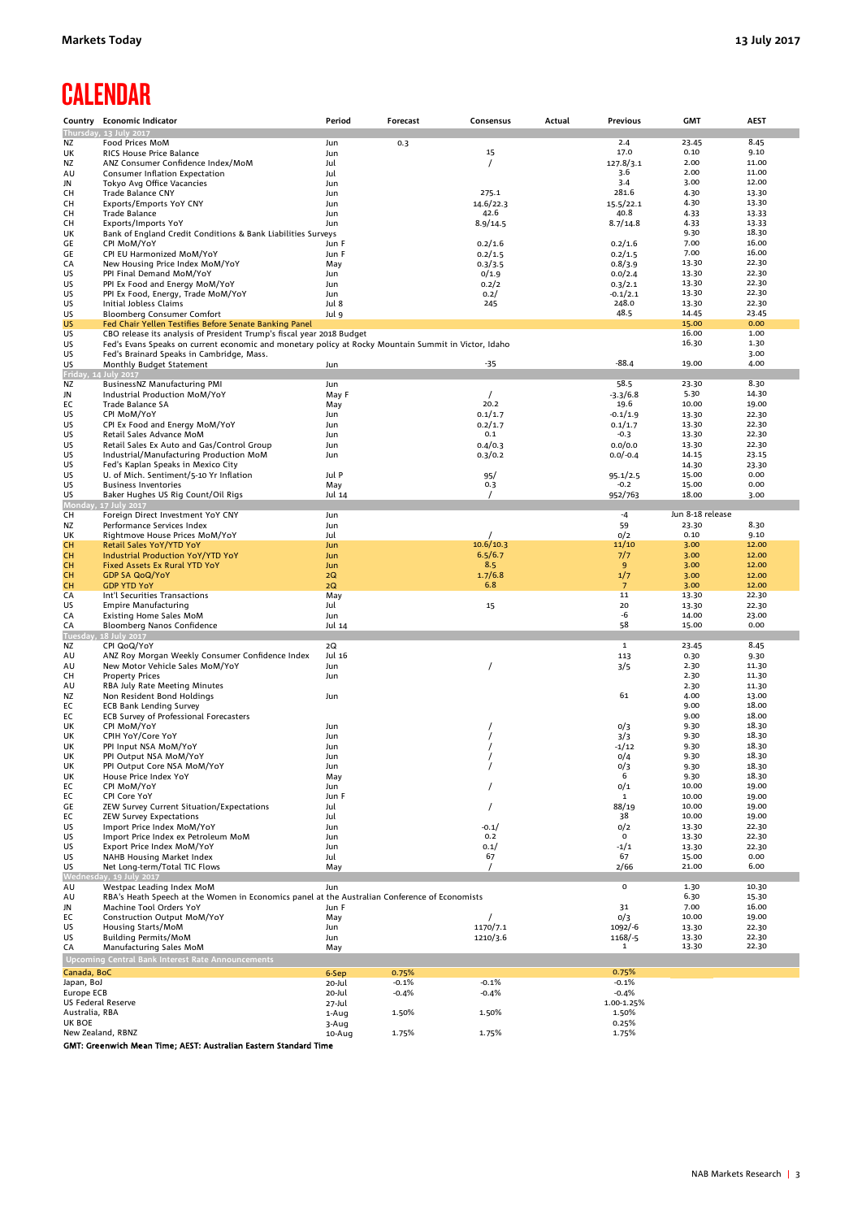# CALENDAR

| Country | Economic Indicator | Period | Forecast | Consensus | Actual | Previous | GMT | AEST |
|---|---|---|---|---|---|---|---|---|
| **Thursday, 13 July 2017** | | | | | | | | |
| NZ | Food Prices MoM | Jun | 0.3 | | | 2.4 | 23.45 | 8.45 |
| UK | RICS House Price Balance | Jun | | 15 | | 17.0 | 0.10 | 9.10 |
| NZ | ANZ Consumer Confidence Index/MoM | Jul | | / | | 127.8/3.1 | 2.00 | 11.00 |
| AU | Consumer Inflation Expectation | Jul | | | | 3.6 | 2.00 | 11.00 |
| JN | Tokyo Avg Office Vacancies | Jun | | | | 3.4 | 3.00 | 12.00 |
| CH | Trade Balance CNY | Jun | | 275.1 | | 281.6 | 4.30 | 13.30 |
| CH | Exports/Emports YoY CNY | Jun | | 14.6/22.3 | | 15.5/22.1 | 4.30 | 13.30 |
| CH | Trade Balance | Jun | | 42.6 | | 40.8 | 4.33 | 13.33 |
| CH | Exports/Imports YoY | Jun | | 8.9/14.5 | | 8.7/14.8 | 4.33 | 13.33 |
| UK | Bank of England Credit Conditions & Bank Liabilities Surveys | | | | | | 9.30 | 18.30 |
| GE | CPI MoM/YoY | Jun F | | 0.2/1.6 | | 0.2/1.6 | 7.00 | 16.00 |
| GE | CPI EU Harmonized MoM/YoY | Jun F | | 0.2/1.5 | | 0.2/1.5 | 7.00 | 16.00 |
| CA | New Housing Price Index MoM/YoY | May | | 0.3/3.5 | | 0.8/3.9 | 13.30 | 22.30 |
| US | PPI Final Demand MoM/YoY | Jun | | 0/1.9 | | 0.0/2.4 | 13.30 | 22.30 |
| US | PPI Ex Food and Energy MoM/YoY | Jun | | 0.2/2 | | 0.3/2.1 | 13.30 | 22.30 |
| US | PPI Ex Food, Energy, Trade MoM/YoY | Jun | | 0.2/ | | -0.1/2.1 | 13.30 | 22.30 |
| US | Initial Jobless Claims | Jul 8 | | 245 | | 248.0 | 13.30 | 22.30 |
| US | Bloomberg Consumer Comfort | Jul 9 | | | | 48.5 | 14.45 | 23.45 |
| US | Fed Chair Yellen Testifies Before Senate Banking Panel | | | | | | 15.00 | 0.00 |
| US | CBO release its analysis of President Trump's fiscal year 2018 Budget | | | | | | 16.00 | 1.00 |
| US | Fed's Evans Speaks on current economic and monetary policy at Rocky Mountain Summit in Victor, Idaho | | | | | | 16.30 | 1.30 |
| US | Fed's Brainard Speaks in Cambridge, Mass. | | | | | | | 3.00 |
| US | Monthly Budget Statement | Jun | | -35 | | -88.4 | 19.00 | 4.00 |
| **Friday, 14 July 2017** | | | | | | | | |
| NZ | BusinessNZ Manufacturing PMI | Jun | | | | 58.5 | 23.30 | 8.30 |
| JN | Industrial Production MoM/YoY | May F | | / | | -3.3/6.8 | 5.30 | 14.30 |
| EC | Trade Balance SA | May | | 20.2 | | 19.6 | 10.00 | 19.00 |
| US | CPI MoM/YoY | Jun | | 0.1/1.7 | | -0.1/1.9 | 13.30 | 22.30 |
| US | CPI Ex Food and Energy MoM/YoY | Jun | | 0.2/1.7 | | 0.1/1.7 | 13.30 | 22.30 |
| US | Retail Sales Advance MoM | Jun | | 0.1 | | -0.3 | 13.30 | 22.30 |
| US | Retail Sales Ex Auto and Gas/Control Group | Jun | | 0.4/0.3 | | 0.0/0.0 | 13.30 | 22.30 |
| US | Industrial/Manufacturing Production MoM | Jun | | 0.3/0.2 | | 0.0/-0.4 | 14.15 | 23.15 |
| US | Fed's Kaplan Speaks in Mexico City | | | | | | 14.30 | 23.30 |
| US | U. of Mich. Sentiment/5-10 Yr Inflation | Jul P | | 95/ | | 95.1/2.5 | 15.00 | 0.00 |
| US | Business Inventories | May | | 0.3 | | -0.2 | 15.00 | 0.00 |
| US | Baker Hughes US Rig Count/Oil Rigs | Jul 14 | | / | | 952/763 | 18.00 | 3.00 |
| **Monday, 17 July 2017** | | | | | | | | |
| CH | Foreign Direct Investment YoY CNY | Jun | | | | -4 | Jun 8-18 release | |
| NZ | Performance Services Index | Jun | | | | 59 | 23.30 | 8.30 |
| UK | Rightmove House Prices MoM/YoY | Jul | | / | | 0/2 | 0.10 | 9.10 |
| CH | Retail Sales YoY/YTD YoY | Jun | | 10.6/10.3 | | 11/10 | 3.00 | 12.00 |
| CH | Industrial Production YoY/YTD YoY | Jun | | 6.5/6.7 | | 7/7 | 3.00 | 12.00 |
| CH | Fixed Assets Ex Rural YTD YoY | Jun | | 8.5 | | 9 | 3.00 | 12.00 |
| CH | GDP SA QoQ/YoY | 2Q | | 1.7/6.8 | | 1/7 | 3.00 | 12.00 |
| CH | GDP YTD YoY | 2Q | | 6.8 | | 7 | 3.00 | 12.00 |
| CA | Int'l Securities Transactions | May | | | | 11 | 13.30 | 22.30 |
| US | Empire Manufacturing | Jul | | 15 | | 20 | 13.30 | 22.30 |
| CA | Existing Home Sales MoM | Jun | | | | -6 | 14.00 | 23.00 |
| CA | Bloomberg Nanos Confidence | Jul 14 | | | | 58 | 15.00 | 0.00 |
| **Tuesday, 18 July 2017** | | | | | | | | |
| NZ | CPI QoQ/YoY | 2Q | | | | 1 | 23.45 | 8.45 |
| AU | ANZ Roy Morgan Weekly Consumer Confidence Index | Jul 16 | | | | 113 | 0.30 | 9.30 |
| AU | New Motor Vehicle Sales MoM/YoY | Jun | | / | | 3/5 | 2.30 | 11.30 |
| CH | Property Prices | Jun | | | | | 2.30 | 11.30 |
| AU | RBA July Rate Meeting Minutes | | | | | | 2.30 | 11.30 |
| NZ | Non Resident Bond Holdings | Jun | | | | 61 | 4.00 | 13.00 |
| EC | ECB Bank Lending Survey | | | | | | 9.00 | 18.00 |
| EC | ECB Survey of Professional Forecasters | | | | | | 9.00 | 18.00 |
| UK | CPI MoM/YoY | Jun | | / | | 0/3 | 9.30 | 18.30 |
| UK | CPIH YoY/Core YoY | Jun | | / | | 3/3 | 9.30 | 18.30 |
| UK | PPI Input NSA MoM/YoY | Jun | | / | | -1/12 | 9.30 | 18.30 |
| UK | PPI Output NSA MoM/YoY | Jun | | / | | 0/4 | 9.30 | 18.30 |
| UK | PPI Output Core NSA MoM/YoY | Jun | | / | | 0/3 | 9.30 | 18.30 |
| UK | House Price Index YoY | May | | | | 6 | 9.30 | 18.30 |
| EC | CPI MoM/YoY | Jun | | / | | 0/1 | 10.00 | 19.00 |
| EC | CPI Core YoY | Jun F | | | | 1 | 10.00 | 19.00 |
| GE | ZEW Survey Current Situation/Expectations | Jul | | / | | 88/19 | 10.00 | 19.00 |
| EC | ZEW Survey Expectations | Jul | | | | 38 | 10.00 | 19.00 |
| US | Import Price Index MoM/YoY | Jun | | -0.1/ | | 0/2 | 13.30 | 22.30 |
| US | Import Price Index ex Petroleum MoM | Jun | | 0.2 | | 0 | 13.30 | 22.30 |
| US | Export Price Index MoM/YoY | Jun | | 0.1/ | | -1/1 | 13.30 | 22.30 |
| US | NAHB Housing Market Index | Jul | | 67 | | 67 | 15.00 | 0.00 |
| US | Net Long-term/Total TIC Flows | May | | / | | 2/66 | 21.00 | 6.00 |
| **Wednesday, 19 July 2017** | | | | | | | | |
| AU | Westpac Leading Index MoM | Jun | | | | 0 | 1.30 | 10.30 |
| AU | RBA's Heath Speech at the Women in Economics panel at the Australian Conference of Economists | | | | | | 6.30 | 15.30 |
| JN | Machine Tool Orders YoY | Jun F | | | | 31 | 7.00 | 16.00 |
| EC | Construction Output MoM/YoY | May | | / | | 0/3 | 10.00 | 19.00 |
| US | Housing Starts/MoM | Jun | | 1170/7.1 | | 1092/-6 | 13.30 | 22.30 |
| US | Building Permits/MoM | Jun | | 1210/3.6 | | 1168/-5 | 13.30 | 22.30 |
| CA | Manufacturing Sales MoM | May | | | | 1 | 13.30 | 22.30 |
| **Upcoming Central Bank Interest Rate Announcements** | | | | | | | | |
| Canada, BoC | | 6-Sep | 0.75% | | | 0.75% | | |
| Japan, BoJ | | 20-Jul | -0.1% | -0.1% | | -0.1% | | |
| Europe ECB | | 20-Jul | -0.4% | -0.4% | | -0.4% | | |
| US Federal Reserve | | 27-Jul | | | | 1.00-1.25% | | |
| Australia, RBA | | 1-Aug | 1.50% | 1.50% | | 1.50% | | |
| UK BOE | | 3-Aug | | | | 0.25% | | |
| New Zealand, RBNZ | | 10-Aug | 1.75% | 1.75% | | 1.75% | | |

**GMT: Greenwich Mean Time; AEST: Australian Eastern Standard Time**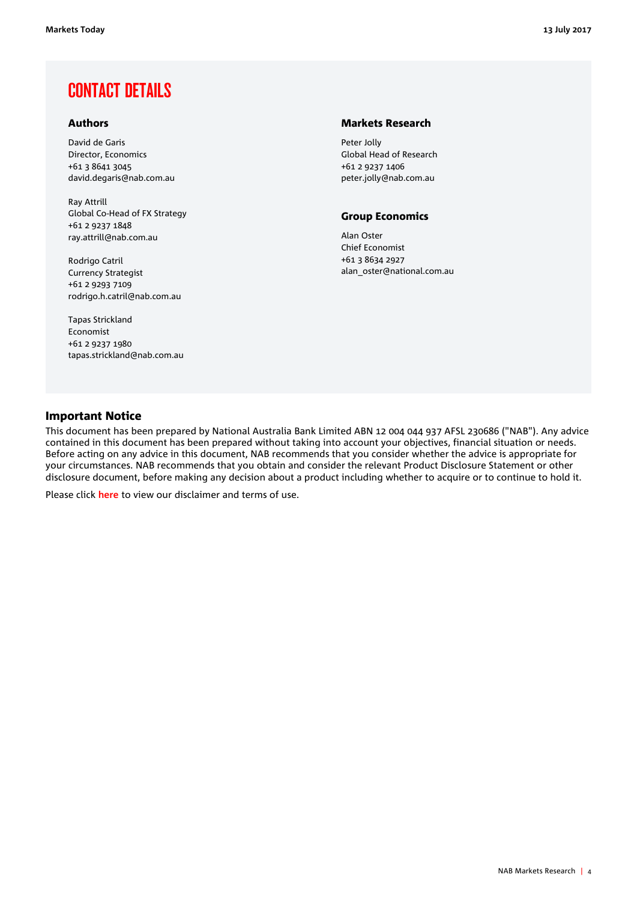# CONTACT DETAILS

### Authors

David de Garis
Director, Economics
+61 3 8641 3045
david.degaris@nab.com.au

Ray Attrill
Global Co-Head of FX Strategy
+61 2 9237 1848
ray.attrill@nab.com.au

Rodrigo Catril
Currency Strategist
+61 2 9293 7109
rodrigo.h.catril@nab.com.au

Tapas Strickland
Economist
+61 2 9237 1980
tapas.strickland@nab.com.au

### Markets Research

Peter Jolly
Global Head of Research
+61 2 9237 1406
peter.jolly@nab.com.au

### Group Economics

Alan Oster
Chief Economist
+61 3 8634 2927
alan_oster@national.com.au

## Important Notice

This document has been prepared by National Australia Bank Limited ABN 12 004 044 937 AFSL 230686 ("NAB"). Any advice contained in this document has been prepared without taking into account your objectives, financial situation or needs. Before acting on any advice in this document, NAB recommends that you consider whether the advice is appropriate for your circumstances. NAB recommends that you obtain and consider the relevant Product Disclosure Statement or other disclosure document, before making any decision about a product including whether to acquire or to continue to hold it.

Please click **here** to view our disclaimer and terms of use.